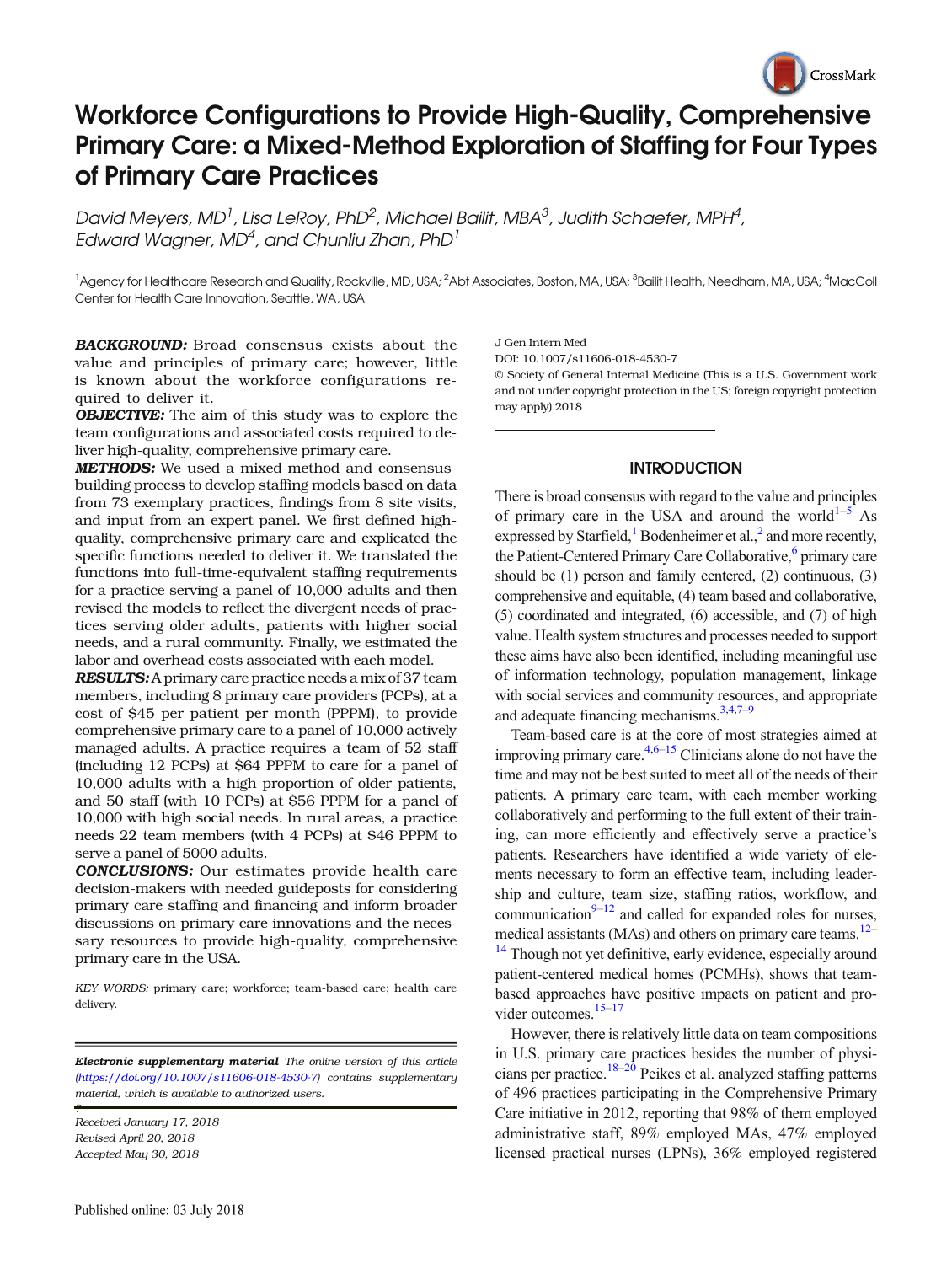# Workforce Configurations to Provide High-Quality, Comprehensive Primary Care: a Mixed-Method Exploration of Staffing for Four Types of Primary Care Practices

*David Meyers, MD[1], Lisa LeRoy, PhD[2], Michael Bailit, MBA[3], Judith Schaefer, MPH[4], Edward Wagner, MD[4], and Chunliu Zhan, PhD[1]*

[1]Agency for Healthcare Research and Quality, Rockville, MD, USA; [2]Abt Associates, Boston, MA, USA; [3]Bailit Health, Needham, MA, USA; [4]MacColl Center for Health Care Innovation, Seattle, WA, USA.

***BACKGROUND:*** Broad consensus exists about the value and principles of primary care; however, little is known about the workforce configurations required to deliver it.

***OBJECTIVE:*** The aim of this study was to explore the team configurations and associated costs required to deliver high-quality, comprehensive primary care.

***METHODS:*** We used a mixed-method and consensus-building process to develop staffing models based on data from 73 exemplary practices, findings from 8 site visits, and input from an expert panel. We first defined high-quality, comprehensive primary care and explicated the specific functions needed to deliver it. We translated the functions into full-time-equivalent staffing requirements for a practice serving a panel of 10,000 adults and then revised the models to reflect the divergent needs of practices serving older adults, patients with higher social needs, and a rural community. Finally, we estimated the labor and overhead costs associated with each model.

***RESULTS:*** A primary care practice needs a mix of 37 team members, including 8 primary care providers (PCPs), at a cost of $45 per patient per month (PPPM), to provide comprehensive primary care to a panel of 10,000 actively managed adults. A practice requires a team of 52 staff (including 12 PCPs) at $64 PPPM to care for a panel of 10,000 adults with a high proportion of older patients, and 50 staff (with 10 PCPs) at $56 PPPM for a panel of 10,000 with high social needs. In rural areas, a practice needs 22 team members (with 4 PCPs) at $46 PPPM to serve a panel of 5000 adults.

***CONCLUSIONS:*** Our estimates provide health care decision-makers with needed guideposts for considering primary care staffing and financing and inform broader discussions on primary care innovations and the necessary resources to provide high-quality, comprehensive primary care in the USA.

*KEY WORDS:* primary care; workforce; team-based care; health care delivery.

***Electronic supplementary material*** *The online version of this article (https://doi.org/10.1007/s11606-018-4530-7) contains supplementary material, which is available to authorized users.*

*Received January 17, 2018*
*Revised April 20, 2018*
*Accepted May 30, 2018*

Published online: 03 July 2018

J Gen Intern Med
DOI: 10.1007/s11606-018-4530-7
© Society of General Internal Medicine (This is a U.S. Government work and not under copyright protection in the US; foreign copyright protection may apply) 2018

## INTRODUCTION

There is broad consensus with regard to the value and principles of primary care in the USA and around the world[1–5] As expressed by Starfield,[1] Bodenheimer et al.,[2] and more recently, the Patient-Centered Primary Care Collaborative,[6] primary care should be (1) person and family centered, (2) continuous, (3) comprehensive and equitable, (4) team based and collaborative, (5) coordinated and integrated, (6) accessible, and (7) of high value. Health system structures and processes needed to support these aims have also been identified, including meaningful use of information technology, population management, linkage with social services and community resources, and appropriate and adequate financing mechanisms.[3,4,7–9]

Team-based care is at the core of most strategies aimed at improving primary care.[4,6–15] Clinicians alone do not have the time and may not be best suited to meet all of the needs of their patients. A primary care team, with each member working collaboratively and performing to the full extent of their training, can more efficiently and effectively serve a practice's patients. Researchers have identified a wide variety of elements necessary to form an effective team, including leadership and culture, team size, staffing ratios, workflow, and communication[9–12] and called for expanded roles for nurses, medical assistants (MAs) and others on primary care teams.[12–14] Though not yet definitive, early evidence, especially around patient-centered medical homes (PCMHs), shows that team-based approaches have positive impacts on patient and provider outcomes.[15–17]

However, there is relatively little data on team compositions in U.S. primary care practices besides the number of physicians per practice.[18–20] Peikes et al. analyzed staffing patterns of 496 practices participating in the Comprehensive Primary Care initiative in 2012, reporting that 98% of them employed administrative staff, 89% employed MAs, 47% employed licensed practical nurses (LPNs), 36% employed registered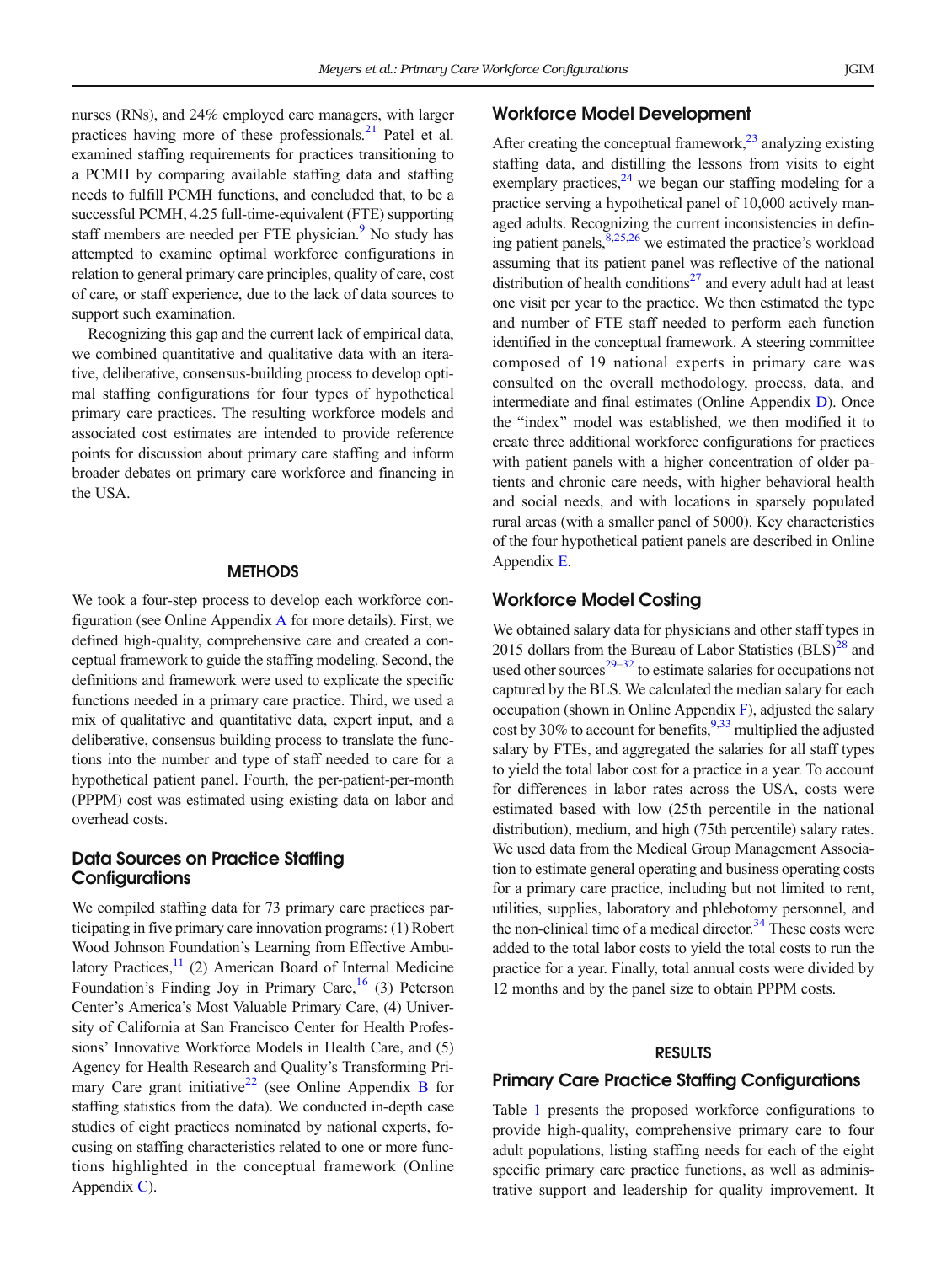nurses (RNs), and 24% employed care managers, with larger practices having more of these professionals.[21] Patel et al. examined staffing requirements for practices transitioning to a PCMH by comparing available staffing data and staffing needs to fulfill PCMH functions, and concluded that, to be a successful PCMH, 4.25 full-time-equivalent (FTE) supporting staff members are needed per FTE physician.[9] No study has attempted to examine optimal workforce configurations in relation to general primary care principles, quality of care, cost of care, or staff experience, due to the lack of data sources to support such examination.

Recognizing this gap and the current lack of empirical data, we combined quantitative and qualitative data with an iterative, deliberative, consensus-building process to develop optimal staffing configurations for four types of hypothetical primary care practices. The resulting workforce models and associated cost estimates are intended to provide reference points for discussion about primary care staffing and inform broader debates on primary care workforce and financing in the USA.

## METHODS

We took a four-step process to develop each workforce configuration (see Online Appendix A for more details). First, we defined high-quality, comprehensive care and created a conceptual framework to guide the staffing modeling. Second, the definitions and framework were used to explicate the specific functions needed in a primary care practice. Third, we used a mix of qualitative and quantitative data, expert input, and a deliberative, consensus building process to translate the functions into the number and type of staff needed to care for a hypothetical patient panel. Fourth, the per-patient-per-month (PPPM) cost was estimated using existing data on labor and overhead costs.

### Data Sources on Practice Staffing Configurations

We compiled staffing data for 73 primary care practices participating in five primary care innovation programs: (1) Robert Wood Johnson Foundation's Learning from Effective Ambulatory Practices,[11] (2) American Board of Internal Medicine Foundation's Finding Joy in Primary Care,[16] (3) Peterson Center's America's Most Valuable Primary Care, (4) University of California at San Francisco Center for Health Professions' Innovative Workforce Models in Health Care, and (5) Agency for Health Research and Quality's Transforming Primary Care grant initiative[22] (see Online Appendix B for staffing statistics from the data). We conducted in-depth case studies of eight practices nominated by national experts, focusing on staffing characteristics related to one or more functions highlighted in the conceptual framework (Online Appendix C).

### Workforce Model Development

After creating the conceptual framework,[23] analyzing existing staffing data, and distilling the lessons from visits to eight exemplary practices,[24] we began our staffing modeling for a practice serving a hypothetical panel of 10,000 actively managed adults. Recognizing the current inconsistencies in defining patient panels,[8,25,26] we estimated the practice's workload assuming that its patient panel was reflective of the national distribution of health conditions[27] and every adult had at least one visit per year to the practice. We then estimated the type and number of FTE staff needed to perform each function identified in the conceptual framework. A steering committee composed of 19 national experts in primary care was consulted on the overall methodology, process, data, and intermediate and final estimates (Online Appendix D). Once the "index" model was established, we then modified it to create three additional workforce configurations for practices with patient panels with a higher concentration of older patients and chronic care needs, with higher behavioral health and social needs, and with locations in sparsely populated rural areas (with a smaller panel of 5000). Key characteristics of the four hypothetical patient panels are described in Online Appendix E.

### Workforce Model Costing

We obtained salary data for physicians and other staff types in 2015 dollars from the Bureau of Labor Statistics (BLS)[28] and used other sources[29–32] to estimate salaries for occupations not captured by the BLS. We calculated the median salary for each occupation (shown in Online Appendix F), adjusted the salary cost by 30% to account for benefits,[9,33] multiplied the adjusted salary by FTEs, and aggregated the salaries for all staff types to yield the total labor cost for a practice in a year. To account for differences in labor rates across the USA, costs were estimated based with low (25th percentile in the national distribution), medium, and high (75th percentile) salary rates. We used data from the Medical Group Management Association to estimate general operating and business operating costs for a primary care practice, including but not limited to rent, utilities, supplies, laboratory and phlebotomy personnel, and the non-clinical time of a medical director.[34] These costs were added to the total labor costs to yield the total costs to run the practice for a year. Finally, total annual costs were divided by 12 months and by the panel size to obtain PPPM costs.

## RESULTS

### Primary Care Practice Staffing Configurations

Table 1 presents the proposed workforce configurations to provide high-quality, comprehensive primary care to four adult populations, listing staffing needs for each of the eight specific primary care practice functions, as well as administrative support and leadership for quality improvement. It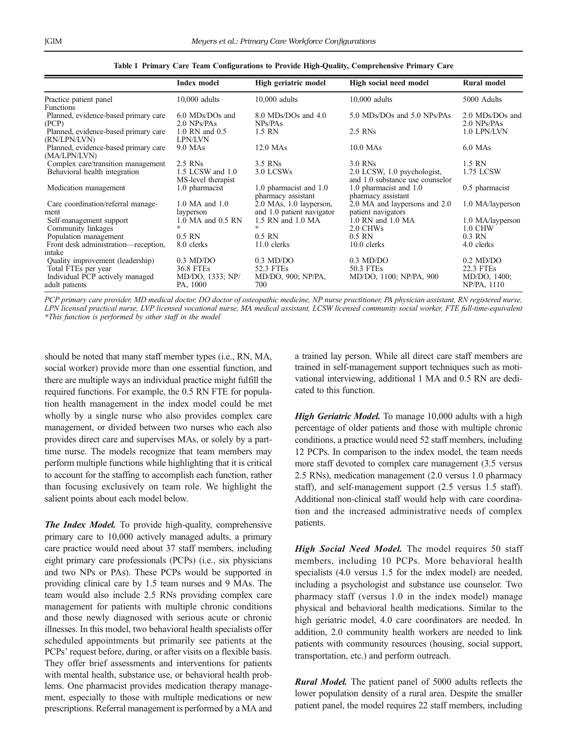**Table 1 Primary Care Team Configurations to Provide High-Quality, Comprehensive Primary Care**

| | Index model | High geriatric model | High social need model | Rural model |
|---|---|---|---|---|
| Practice patient panel | 10,000 adults | 10,000 adults | 10,000 adults | 5000 Adults |
| Functions | | | | |
| Planned, evidence-based primary care (PCP) | 6.0 MDs/DOs and 2.0 NPs/PAs | 8.0 MDs/DOs and 4.0 NPs/PAs | 5.0 MDs/DOs and 5.0 NPs/PAs | 2.0 MDs/DOs and 2.0 NPs/PAs |
| Planned, evidence-based primary care (RN/LPN/LVN) | 1.0 RN and 0.5 LPN/LVN | 1.5 RN | 2.5 RNs | 1.0 LPN/LVN |
| Planned, evidence-based primary care (MA/LPN/LVN) | 9.0 MAs | 12.0 MAs | 10.0 MAs | 6.0 MAs |
| Complex care/transition management | 2.5 RNs | 3.5 RNs | 3.0 RNs | 1.5 RN |
| Behavioral health integration | 1.5 LCSW and 1.0 MS-level therapist | 3.0 LCSWs | 2.0 LCSW, 1.0 psychologist, and 1.0 substance use counselor | 1.75 LCSW |
| Medication management | 1.0 pharmacist | 1.0 pharmacist and 1.0 pharmacy assistant | 1.0 pharmacist and 1.0 pharmacy assistant | 0.5 pharmacist |
| Care coordination/referral management | 1.0 MA and 1.0 layperson | 2.0 MAs, 1.0 layperson, and 1.0 patient navigator | 2.0 MA and laypersons and 2.0 patient navigators | 1.0 MA/layperson |
| Self-management support | 1.0 MA and 0.5 RN | 1.5 RN and 1.0 MA | 1.0 RN and 1.0 MA | 1.0 MA/layperson |
| Community linkages | * | * | 2.0 CHWs | 1.0 CHW |
| Population management | 0.5 RN | 0.5 RN | 0.5 RN | 0.3 RN |
| Front desk administration—reception, intake | 8.0 clerks | 11.0 clerks | 10.0 clerks | 4.0 clerks |
| Quality improvement (leadership) | 0.3 MD/DO | 0.3 MD/DO | 0.3 MD/DO | 0.2 MD/DO |
| Total FTEs per year | 36.8 FTEs | 52.3 FTEs | 50.3 FTEs | 22.3 FTEs |
| Individual PCP actively managed adult patients | MD/DO, 1333; NP/PA, 1000 | MD/DO, 900; NP/PA, 700 | MD/DO, 1100; NP/PA, 900 | MD/DO, 1400; NP/PA, 1110 |

*PCP primary care provider, MD medical doctor, DO doctor of osteopathic medicine, NP nurse practitioner, PA physician assistant, RN registered nurse, LPN licensed practical nurse, LVP licensed vocational nurse, MA medical assistant, LCSW licensed community social worker, FTE full-time-equivalent*
*\*This function is performed by other staff in the model*

should be noted that many staff member types (i.e., RN, MA, social worker) provide more than one essential function, and there are multiple ways an individual practice might fulfill the required functions. For example, the 0.5 RN FTE for population health management in the index model could be met wholly by a single nurse who also provides complex care management, or divided between two nurses who each also provides direct care and supervises MAs, or solely by a part-time nurse. The models recognize that team members may perform multiple functions while highlighting that it is critical to account for the staffing to accomplish each function, rather than focusing exclusively on team role. We highlight the salient points about each model below.

***The Index Model.*** To provide high-quality, comprehensive primary care to 10,000 actively managed adults, a primary care practice would need about 37 staff members, including eight primary care professionals (PCPs) (i.e., six physicians and two NPs or PAs). These PCPs would be supported in providing clinical care by 1.5 team nurses and 9 MAs. The team would also include 2.5 RNs providing complex care management for patients with multiple chronic conditions and those newly diagnosed with serious acute or chronic illnesses. In this model, two behavioral health specialists offer scheduled appointments but primarily see patients at the PCPs' request before, during, or after visits on a flexible basis. They offer brief assessments and interventions for patients with mental health, substance use, or behavioral health problems. One pharmacist provides medication therapy management, especially to those with multiple medications or new prescriptions. Referral management is performed by a MA and a trained lay person. While all direct care staff members are trained in self-management support techniques such as motivational interviewing, additional 1 MA and 0.5 RN are dedicated to this function.

***High Geriatric Model.*** To manage 10,000 adults with a high percentage of older patients and those with multiple chronic conditions, a practice would need 52 staff members, including 12 PCPs. In comparison to the index model, the team needs more staff devoted to complex care management (3.5 versus 2.5 RNs), medication management (2.0 versus 1.0 pharmacy staff), and self-management support (2.5 versus 1.5 staff). Additional non-clinical staff would help with care coordination and the increased administrative needs of complex patients.

***High Social Need Model.*** The model requires 50 staff members, including 10 PCPs. More behavioral health specialists (4.0 versus 1.5 for the index model) are needed, including a psychologist and substance use counselor. Two pharmacy staff (versus 1.0 in the index model) manage physical and behavioral health medications. Similar to the high geriatric model, 4.0 care coordinators are needed. In addition, 2.0 community health workers are needed to link patients with community resources (housing, social support, transportation, etc.) and perform outreach.

***Rural Model.*** The patient panel of 5000 adults reflects the lower population density of a rural area. Despite the smaller patient panel, the model requires 22 staff members, including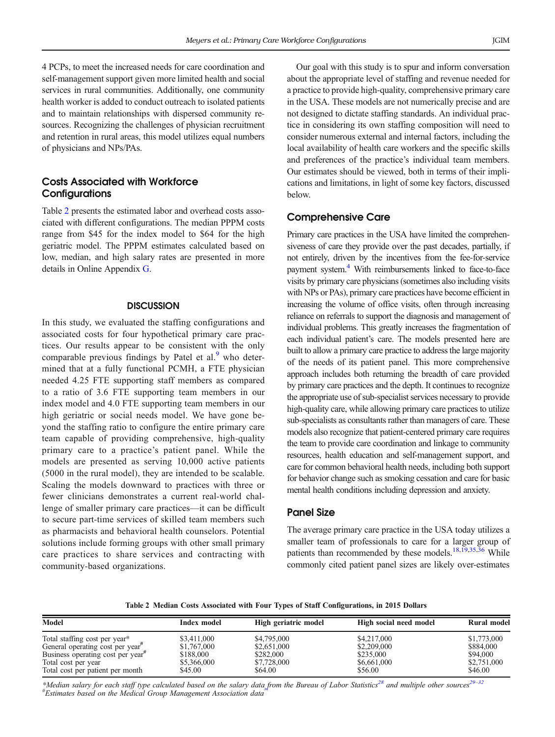4 PCPs, to meet the increased needs for care coordination and self-management support given more limited health and social services in rural communities. Additionally, one community health worker is added to conduct outreach to isolated patients and to maintain relationships with dispersed community resources. Recognizing the challenges of physician recruitment and retention in rural areas, this model utilizes equal numbers of physicians and NPs/PAs.

### Costs Associated with Workforce Configurations

Table 2 presents the estimated labor and overhead costs associated with different configurations. The median PPPM costs range from $45 for the index model to $64 for the high geriatric model. The PPPM estimates calculated based on low, median, and high salary rates are presented in more details in Online Appendix G.

## DISCUSSION

In this study, we evaluated the staffing configurations and associated costs for four hypothetical primary care practices. Our results appear to be consistent with the only comparable previous findings by Patel et al.[9] who determined that at a fully functional PCMH, a FTE physician needed 4.25 FTE supporting staff members as compared to a ratio of 3.6 FTE supporting team members in our index model and 4.0 FTE supporting team members in our high geriatric or social needs model. We have gone beyond the staffing ratio to configure the entire primary care team capable of providing comprehensive, high-quality primary care to a practice's patient panel. While the models are presented as serving 10,000 active patients (5000 in the rural model), they are intended to be scalable. Scaling the models downward to practices with three or fewer clinicians demonstrates a current real-world challenge of smaller primary care practices—it can be difficult to secure part-time services of skilled team members such as pharmacists and behavioral health counselors. Potential solutions include forming groups with other small primary care practices to share services and contracting with community-based organizations.

Our goal with this study is to spur and inform conversation about the appropriate level of staffing and revenue needed for a practice to provide high-quality, comprehensive primary care in the USA. These models are not numerically precise and are not designed to dictate staffing standards. An individual practice in considering its own staffing composition will need to consider numerous external and internal factors, including the local availability of health care workers and the specific skills and preferences of the practice's individual team members. Our estimates should be viewed, both in terms of their implications and limitations, in light of some key factors, discussed below.

### Comprehensive Care

Primary care practices in the USA have limited the comprehensiveness of care they provide over the past decades, partially, if not entirely, driven by the incentives from the fee-for-service payment system.[4] With reimbursements linked to face-to-face visits by primary care physicians (sometimes also including visits with NPs or PAs), primary care practices have become efficient in increasing the volume of office visits, often through increasing reliance on referrals to support the diagnosis and management of individual problems. This greatly increases the fragmentation of each individual patient's care. The models presented here are built to allow a primary care practice to address the large majority of the needs of its patient panel. This more comprehensive approach includes both returning the breadth of care provided by primary care practices and the depth. It continues to recognize the appropriate use of sub-specialist services necessary to provide high-quality care, while allowing primary care practices to utilize sub-specialists as consultants rather than managers of care. These models also recognize that patient-centered primary care requires the team to provide care coordination and linkage to community resources, health education and self-management support, and care for common behavioral health needs, including both support for behavior change such as smoking cessation and care for basic mental health conditions including depression and anxiety.

### Panel Size

The average primary care practice in the USA today utilizes a smaller team of professionals to care for a larger group of patients than recommended by these models.[18,19,35,36] While commonly cited patient panel sizes are likely over-estimates

**Table 2 Median Costs Associated with Four Types of Staff Configurations, in 2015 Dollars**

| Model | Index model | High geriatric model | High social need model | Rural model |
|---|---|---|---|---|
| Total staffing cost per year* | $3,411,000 | $4,795,000 | $4,217,000 | $1,773,000 |
| General operating cost per year# | $1,767,000 | $2,651,000 | $2,209,000 | $884,000 |
| Business operating cost per year# | $188,000 | $282,000 | $235,000 | $94,000 |
| Total cost per year | $5,366,000 | $7,728,000 | $6,661,000 | $2,751,000 |
| Total cost per patient per month | $45.00 | $64.00 | $56.00 | $46.00 |

*Median salary for each staff type calculated based on the salary data from the Bureau of Labor Statistics[28] and multiple other sources[29–32]
#Estimates based on the Medical Group Management Association data[34]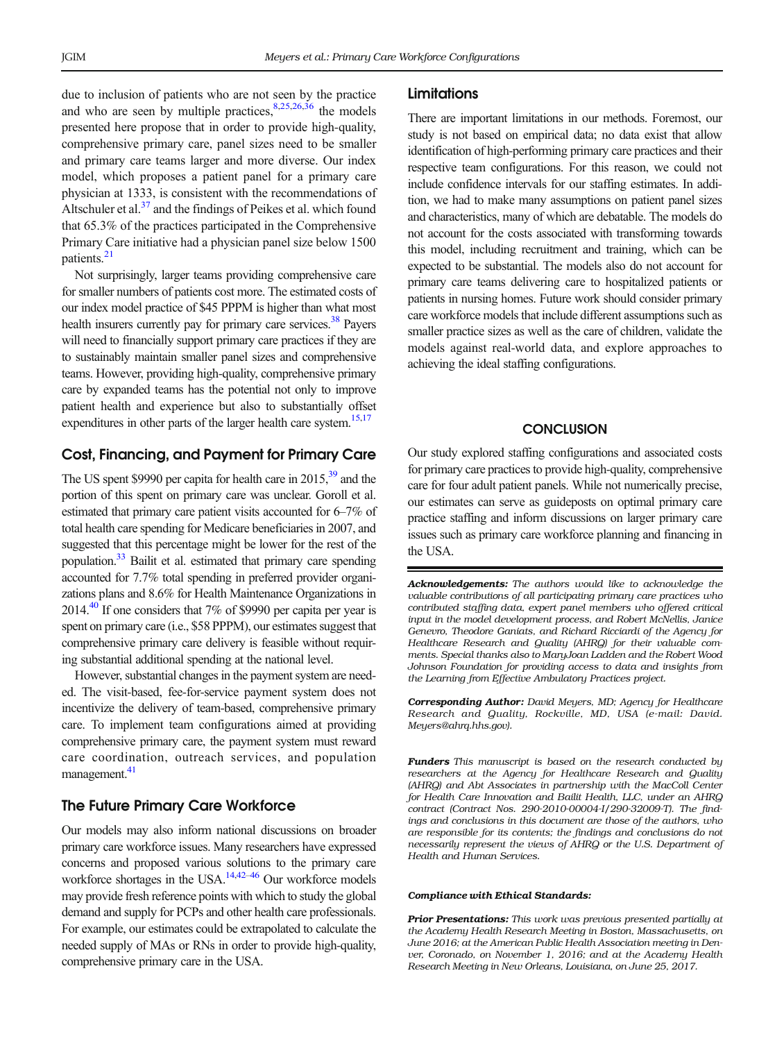due to inclusion of patients who are not seen by the practice and who are seen by multiple practices,[8,25,26,36] the models presented here propose that in order to provide high-quality, comprehensive primary care, panel sizes need to be smaller and primary care teams larger and more diverse. Our index model, which proposes a patient panel for a primary care physician at 1333, is consistent with the recommendations of Altschuler et al.[37] and the findings of Peikes et al. which found that 65.3% of the practices participated in the Comprehensive Primary Care initiative had a physician panel size below 1500 patients.[21]

Not surprisingly, larger teams providing comprehensive care for smaller numbers of patients cost more. The estimated costs of our index model practice of $45 PPPM is higher than what most health insurers currently pay for primary care services.[38] Payers will need to financially support primary care practices if they are to sustainably maintain smaller panel sizes and comprehensive teams. However, providing high-quality, comprehensive primary care by expanded teams has the potential not only to improve patient health and experience but also to substantially offset expenditures in other parts of the larger health care system.[15,17]

## Cost, Financing, and Payment for Primary Care

The US spent $9990 per capita for health care in 2015,[39] and the portion of this spent on primary care was unclear. Goroll et al. estimated that primary care patient visits accounted for 6–7% of total health care spending for Medicare beneficiaries in 2007, and suggested that this percentage might be lower for the rest of the population.[33] Bailit et al. estimated that primary care spending accounted for 7.7% total spending in preferred provider organizations plans and 8.6% for Health Maintenance Organizations in 2014.[40] If one considers that 7% of $9990 per capita per year is spent on primary care (i.e., $58 PPPM), our estimates suggest that comprehensive primary care delivery is feasible without requiring substantial additional spending at the national level.

However, substantial changes in the payment system are needed. The visit-based, fee-for-service payment system does not incentivize the delivery of team-based, comprehensive primary care. To implement team configurations aimed at providing comprehensive primary care, the payment system must reward care coordination, outreach services, and population management.[41]

## The Future Primary Care Workforce

Our models may also inform national discussions on broader primary care workforce issues. Many researchers have expressed concerns and proposed various solutions to the primary care workforce shortages in the USA.[14,42–46] Our workforce models may provide fresh reference points with which to study the global demand and supply for PCPs and other health care professionals. For example, our estimates could be extrapolated to calculate the needed supply of MAs or RNs in order to provide high-quality, comprehensive primary care in the USA.

## Limitations

There are important limitations in our methods. Foremost, our study is not based on empirical data; no data exist that allow identification of high-performing primary care practices and their respective team configurations. For this reason, we could not include confidence intervals for our staffing estimates. In addition, we had to make many assumptions on patient panel sizes and characteristics, many of which are debatable. The models do not account for the costs associated with transforming towards this model, including recruitment and training, which can be expected to be substantial. The models also do not account for primary care teams delivering care to hospitalized patients or patients in nursing homes. Future work should consider primary care workforce models that include different assumptions such as smaller practice sizes as well as the care of children, validate the models against real-world data, and explore approaches to achieving the ideal staffing configurations.

# CONCLUSION

Our study explored staffing configurations and associated costs for primary care practices to provide high-quality, comprehensive care for four adult patient panels. While not numerically precise, our estimates can serve as guideposts on optimal primary care practice staffing and inform discussions on larger primary care issues such as primary care workforce planning and financing in the USA.

***Acknowledgements:*** *The authors would like to acknowledge the valuable contributions of all participating primary care practices who contributed staffing data, expert panel members who offered critical input in the model development process, and Robert McNellis, Janice Genevro, Theodore Ganiats, and Richard Ricciardi of the Agency for Healthcare Research and Quality (AHRQ) for their valuable comments. Special thanks also to MaryJoan Ladden and the Robert Wood Johnson Foundation for providing access to data and insights from the Learning from Effective Ambulatory Practices project.*

***Corresponding Author:*** *David Meyers, MD; Agency for Healthcare Research and Quality, Rockville, MD, USA (e-mail: David.Meyers@ahrq.hhs.gov).*

***Funders*** *This manuscript is based on the research conducted by researchers at the Agency for Healthcare Research and Quality (AHRQ) and Abt Associates in partnership with the MacColl Center for Health Care Innovation and Bailit Health, LLC, under an AHRQ contract (Contract Nos. 290-2010-00004-I/290-32009-T). The findings and conclusions in this document are those of the authors, who are responsible for its contents; the findings and conclusions do not necessarily represent the views of AHRQ or the U.S. Department of Health and Human Services.*

***Compliance with Ethical Standards:***

***Prior Presentations:*** *This work was previous presented partially at the Academy Health Research Meeting in Boston, Massachusetts, on June 2016; at the American Public Health Association meeting in Denver, Coronado, on November 1, 2016; and at the Academy Health Research Meeting in New Orleans, Louisiana, on June 25, 2017.*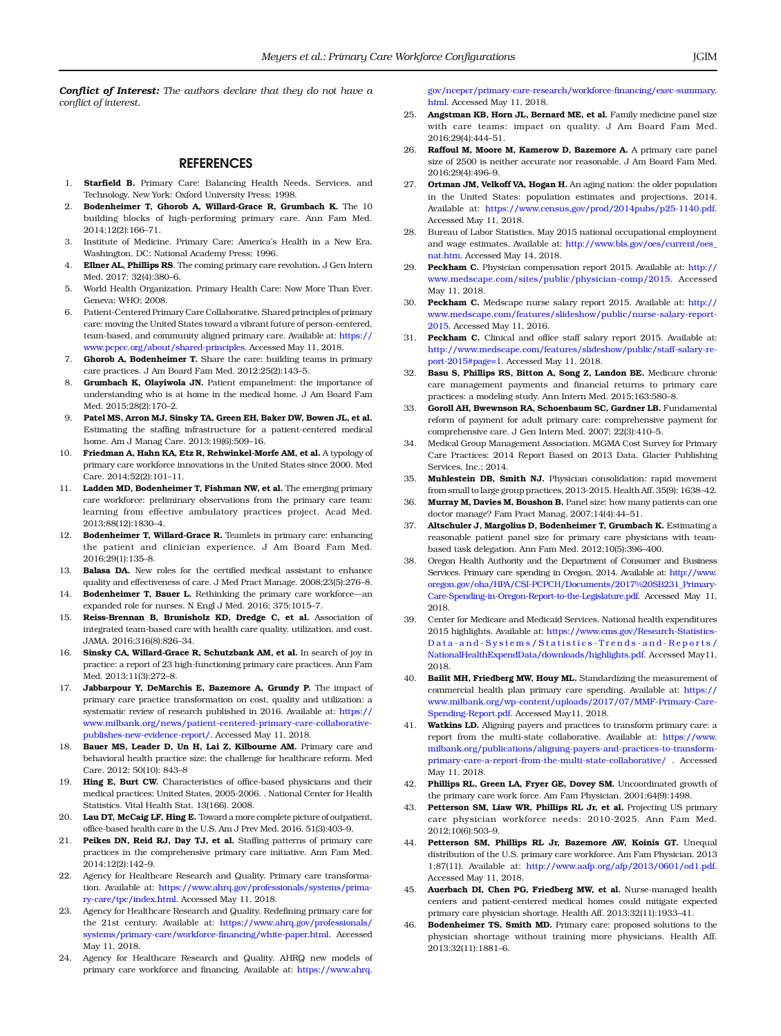***Conflict of Interest:*** *The authors declare that they do not have a conflict of interest.*

## REFERENCES

1. **Starfield B.** Primary Care: Balancing Health Needs, Services, and Technology. New York: Oxford University Press; 1998.
2. **Bodenheimer T, Ghorob A, Willard-Grace R, Grumbach K.** The 10 building blocks of high-performing primary care. Ann Fam Med. 2014;12(2):166–71.
3. Institute of Medicine. Primary Care: America's Health in a New Era. Washington, DC: National Academy Press; 1996.
4. **Ellner AL, Phillips RS**. The coming primary care revolution**.** J Gen Intern Med. 2017; 32(4):380–6.
5. World Health Organization. Primary Health Care: Now More Than Ever. Geneva: WHO; 2008.
6. Patient-Centered Primary Care Collaborative. Shared principles of primary care: moving the United States toward a vibrant future of person-centered, team-based, and community aligned primary care. Available at: https://www.pcpcc.org/about/shared-principles. Accessed May 11, 2018.
7. **Ghorob A, Bodenheimer T.** Share the care: building teams in primary care practices. J Am Board Fam Med. 2012;25(2):143–5.
8. **Grumbach K, Olayiwola JN.** Patient empanelment: the importance of understanding who is at home in the medical home. J Am Board Fam Med. 2015;28(2):170–2.
9. **Patel MS, Arron MJ, Sinsky TA, Green EH, Baker DW, Bowen JL, et al.** Estimating the staffing infrastructure for a patient-centered medical home. Am J Manag Care. 2013;19(6):509–16.
10. **Friedman A, Hahn KA, Etz R, Rehwinkel-Morfe AM, et al.** A typology of primary care workforce innovations in the United States since 2000. Med Care. 2014;52(2):101–11.
11. **Ladden MD, Bodenheimer T, Fishman NW, et al.** The emerging primary care workforce: preliminary observations from the primary care team: learning from effective ambulatory practices project. Acad Med. 2013;88(12):1830–4.
12. **Bodenheimer T, Willard-Grace R.** Teamlets in primary care: enhancing the patient and clinician experience. J Am Board Fam Med. 2016;29(1):135–8.
13. **Balasa DA.** New roles for the certified medical assistant to enhance quality and effectiveness of care. J Med Pract Manage. 2008;23(5):276–8.
14. **Bodenheimer T, Bauer L.** Rethinking the primary care workforce—an expanded role for nurses. N Engl J Med. 2016; 375:1015–7.
15. **Reiss-Brennan B, Brunisholz KD, Dredge C, et al.** Association of integrated team-based care with health care quality, utilization, and cost. JAMA. 2016;316(8):826–34.
16. **Sinsky CA, Willard-Grace R, Schutzbank AM, et al.** In search of joy in practice: a report of 23 high-functioning primary care practices. Ann Fam Med. 2013;11(3):272–8.
17. **Jabbarpour Y, DeMarchis E, Bazemore A, Grundy P.** The impact of primary care practice transformation on cost, quality and utilization: a systematic review of research published in 2016. Available at: https://www.milbank.org/news/patient-centered-primary-care-collaborative-publishes-new-evidence-report/. Accessed May 11, 2018.
18. **Bauer MS, Leader D, Un H, Lai Z, Kilbourne AM.** Primary care and behavioral health practice size: the challenge for healthcare reform. Med Care. 2012; 50(10): 843–8
19. **Hing E, Burt CW.** Characteristics of office-based physicians and their medical practices: United States, 2005-2006. . National Center for Health Statistics. Vital Health Stat. 13(166). 2008.
20. **Lau DT, McCaig LF, Hing E.** Toward a more complete picture of outpatient, office-based health care in the U.S. Am J Prev Med. 2016. 51(3):403–9.
21. **Peikes DN, Reid RJ, Day TJ, et al.** Staffing patterns of primary care practices in the comprehensive primary care initiative. Ann Fam Med. 2014;12(2):142–9.
22. Agency for Healthcare Research and Quality. Primary care transformation. Available at: https://www.ahrq.gov/professionals/systems/primary-care/tpc/index.html. Accessed May 11, 2018.
23. Agency for Healthcare Research and Quality. Redefining primary care for the 21st century. Available at: https://www.ahrq.gov/professionals/systems/primary-care/workforce-financing/white-paper.html. Accessed May 11, 2018.
24. Agency for Healthcare Research and Quality. AHRQ new models of primary care workforce and financing. Available at: https://www.ahrq.gov/ncepcr/primary-care-research/workforce-financing/exec-summary.html. Accessed May 11, 2018.
25. **Angstman KB, Horn JL, Bernard ME, et al.** Family medicine panel size with care teams: impact on quality. J Am Board Fam Med. 2016;29(4):444–51.
26. **Raffoul M, Moore M, Kamerow D, Bazemore A.** A primary care panel size of 2500 is neither accurate nor reasonable. J Am Board Fam Med. 2016;29(4):496–9.
27. **Ortman JM, Velkoff VA, Hogan H.** An aging nation: the older population in the United States: population estimates and projections, 2014. Available at: https://www.census.gov/prod/2014pubs/p25-1140.pdf. Accessed May 11, 2018.
28. Bureau of Labor Statistics. May 2015 national occupational employment and wage estimates. Available at: http://www.bls.gov/oes/current/oes_nat.htm. Accessed May 14, 2018.
29. **Peckham C.** Physician compensation report 2015. Available at: http://www.medscape.com/sites/public/physician-comp/2015. Accessed May 11, 2018.
30. **Peckham C.** Medscape nurse salary report 2015. Available at: http://www.medscape.com/features/slideshow/public/nurse-salary-report-2015. Accessed May 11, 2016.
31. **Peckham C.** Clinical and office staff salary report 2015. Available at: http://www.medscape.com/features/slideshow/public/staff-salary-report-2015#page=1. Accessed May 11, 2018.
32. **Basu S, Phillips RS, Bitton A, Song Z, Landon BE.** Medicare chronic care management payments and financial returns to primary care practices: a modeling study. Ann Intern Med. 2015;163:580–8.
33. **Goroll AH, Bwewnson RA, Schoenbaum SC, Gardner LB.** Fundamental reform of payment for adult primary care: comprehensive payment for comprehensive care. J Gen Intern Med. 2007; 22(3):410–5.
34. Medical Group Management Association. MGMA Cost Survey for Primary Care Practices: 2014 Report Based on 2013 Data. Glacier Publishing Services, Inc.; 2014.
35. **Muhlestein DB, Smith NJ.** Physician consolidation: rapid movement from small to large group practices, 2013-2015. Health Aff. 35(9): 1638–42.
36. **Murray M, Davies M, Boushon B.** Panel size: how many patients can one doctor manage? Fam Pract Manag. 2007;14(4):44–51.
37. **Altschuler J, Margolius D, Bodenheimer T, Grumbach K.** Estimating a reasonable patient panel size for primary care physicians with team-based task delegation. Ann Fam Med. 2012;10(5):396–400.
38. Oregon Health Authority and the Department of Consumer and Business Services. Primary care spending in Oregon, 2014. Available at: http://www.oregon.gov/oha/HPA/CSI-PCPCH/Documents/2017%20SB231_Primary-Care-Spending-in-Oregon-Report-to-the-Legislature.pdf. Accessed May 11, 2018.
39. Center for Medicare and Medicaid Services. National health expenditures 2015 highlights. Available at: https://www.cms.gov/Research-Statistics-Data-and-Systems/Statistics-Trends-and-Reports/NationalHealthExpendData/downloads/highlights.pdf. Accessed May11, 2018.
40. **Bailit MH, Friedberg MW, Houy ML.** Standardizing the measurement of commercial health plan primary care spending. Available at: https://www.milbank.org/wp-content/uploads/2017/07/MMF-Primary-Care-Spending-Report.pdf. Accessed May11, 2018.
41. **Watkins LD.** Aligning payers and practices to transform primary care: a report from the multi-state collaborative. Available at: https://www.milbank.org/publications/aligning-payers-and-practices-to-transform-primary-care-a-report-from-the-multi-state-collaborative/ . Accessed May 11, 2018.
42. **Phillips RL, Green LA, Fryer GE, Dovey SM.** Uncoordinated growth of the primary care work force. Am Fam Physician. 2001;64(9):1498.
43. **Petterson SM, Liaw WR, Phillips RL Jr, et al.** Projecting US primary care physician workforce needs: 2010-2025. Ann Fam Med. 2012;10(6):503–9.
44. **Petterson SM, Phillips RL Jr, Bazemore AW, Koinis GT.** Unequal distribution of the U.S. primary care workforce. Am Fam Physician. 2013 1;87(11). Available at: http://www.aafp.org/afp/2013/0601/od1.pdf. Accessed May 11, 2018.
45. **Auerbach DI, Chen PG, Friedberg MW, et al.** Nurse-managed health centers and patient-centered medical homes could mitigate expected primary care physician shortage. Health Aff. 2013;32(11):1933–41.
46. **Bodenheimer TS, Smith MD.** Primary care: proposed solutions to the physician shortage without training more physicians. Health Aff. 2013;32(11):1881–6.